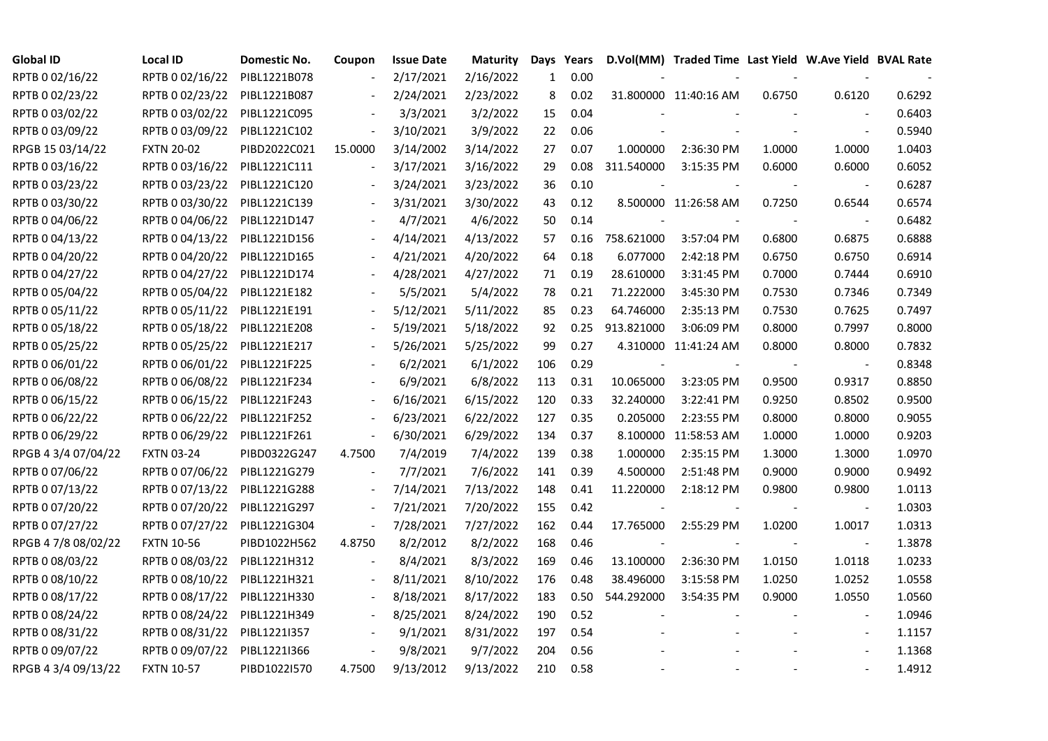| Global ID | Local ID | Domestic No. | Coupon | Issue Date | Maturity | Days | Years | D.Vol(MM) | Traded Time | Last Yield | W.Ave Yield | BVAL Rate |
|---|---|---|---|---|---|---|---|---|---|---|---|---|
| RPTB 0 02/16/22 | RPTB 0 02/16/22 | PIBL1221B078 | - | 2/17/2021 | 2/16/2022 | 1 | 0.00 | - | - | - | - | - |
| RPTB 0 02/23/22 | RPTB 0 02/23/22 | PIBL1221B087 | - | 2/24/2021 | 2/23/2022 | 8 | 0.02 | 31.800000 | 11:40:16 AM | 0.6750 | 0.6120 | 0.6292 |
| RPTB 0 03/02/22 | RPTB 0 03/02/22 | PIBL1221C095 | - | 3/3/2021 | 3/2/2022 | 15 | 0.04 | - | - | - | - | 0.6403 |
| RPTB 0 03/09/22 | RPTB 0 03/09/22 | PIBL1221C102 | - | 3/10/2021 | 3/9/2022 | 22 | 0.06 | - | - | - | - | 0.5940 |
| RPGB 15 03/14/22 | FXTN 20-02 | PIBD2022C021 | 15.0000 | 3/14/2002 | 3/14/2022 | 27 | 0.07 | 1.000000 | 2:36:30 PM | 1.0000 | 1.0000 | 1.0403 |
| RPTB 0 03/16/22 | RPTB 0 03/16/22 | PIBL1221C111 | - | 3/17/2021 | 3/16/2022 | 29 | 0.08 | 311.540000 | 3:15:35 PM | 0.6000 | 0.6000 | 0.6052 |
| RPTB 0 03/23/22 | RPTB 0 03/23/22 | PIBL1221C120 | - | 3/24/2021 | 3/23/2022 | 36 | 0.10 | - | - | - | - | 0.6287 |
| RPTB 0 03/30/22 | RPTB 0 03/30/22 | PIBL1221C139 | - | 3/31/2021 | 3/30/2022 | 43 | 0.12 | 8.500000 | 11:26:58 AM | 0.7250 | 0.6544 | 0.6574 |
| RPTB 0 04/06/22 | RPTB 0 04/06/22 | PIBL1221D147 | - | 4/7/2021 | 4/6/2022 | 50 | 0.14 | - | - | - | - | 0.6482 |
| RPTB 0 04/13/22 | RPTB 0 04/13/22 | PIBL1221D156 | - | 4/14/2021 | 4/13/2022 | 57 | 0.16 | 758.621000 | 3:57:04 PM | 0.6800 | 0.6875 | 0.6888 |
| RPTB 0 04/20/22 | RPTB 0 04/20/22 | PIBL1221D165 | - | 4/21/2021 | 4/20/2022 | 64 | 0.18 | 6.077000 | 2:42:18 PM | 0.6750 | 0.6750 | 0.6914 |
| RPTB 0 04/27/22 | RPTB 0 04/27/22 | PIBL1221D174 | - | 4/28/2021 | 4/27/2022 | 71 | 0.19 | 28.610000 | 3:31:45 PM | 0.7000 | 0.7444 | 0.6910 |
| RPTB 0 05/04/22 | RPTB 0 05/04/22 | PIBL1221E182 | - | 5/5/2021 | 5/4/2022 | 78 | 0.21 | 71.222000 | 3:45:30 PM | 0.7530 | 0.7346 | 0.7349 |
| RPTB 0 05/11/22 | RPTB 0 05/11/22 | PIBL1221E191 | - | 5/12/2021 | 5/11/2022 | 85 | 0.23 | 64.746000 | 2:35:13 PM | 0.7530 | 0.7625 | 0.7497 |
| RPTB 0 05/18/22 | RPTB 0 05/18/22 | PIBL1221E208 | - | 5/19/2021 | 5/18/2022 | 92 | 0.25 | 913.821000 | 3:06:09 PM | 0.8000 | 0.7997 | 0.8000 |
| RPTB 0 05/25/22 | RPTB 0 05/25/22 | PIBL1221E217 | - | 5/26/2021 | 5/25/2022 | 99 | 0.27 | 4.310000 | 11:41:24 AM | 0.8000 | 0.8000 | 0.7832 |
| RPTB 0 06/01/22 | RPTB 0 06/01/22 | PIBL1221F225 | - | 6/2/2021 | 6/1/2022 | 106 | 0.29 | - | - | - | - | 0.8348 |
| RPTB 0 06/08/22 | RPTB 0 06/08/22 | PIBL1221F234 | - | 6/9/2021 | 6/8/2022 | 113 | 0.31 | 10.065000 | 3:23:05 PM | 0.9500 | 0.9317 | 0.8850 |
| RPTB 0 06/15/22 | RPTB 0 06/15/22 | PIBL1221F243 | - | 6/16/2021 | 6/15/2022 | 120 | 0.33 | 32.240000 | 3:22:41 PM | 0.9250 | 0.8502 | 0.9500 |
| RPTB 0 06/22/22 | RPTB 0 06/22/22 | PIBL1221F252 | - | 6/23/2021 | 6/22/2022 | 127 | 0.35 | 0.205000 | 2:23:55 PM | 0.8000 | 0.8000 | 0.9055 |
| RPTB 0 06/29/22 | RPTB 0 06/29/22 | PIBL1221F261 | - | 6/30/2021 | 6/29/2022 | 134 | 0.37 | 8.100000 | 11:58:53 AM | 1.0000 | 1.0000 | 0.9203 |
| RPGB 4 3/4 07/04/22 | FXTN 03-24 | PIBD0322G247 | 4.7500 | 7/4/2019 | 7/4/2022 | 139 | 0.38 | 1.000000 | 2:35:15 PM | 1.3000 | 1.3000 | 1.0970 |
| RPTB 0 07/06/22 | RPTB 0 07/06/22 | PIBL1221G279 | - | 7/7/2021 | 7/6/2022 | 141 | 0.39 | 4.500000 | 2:51:48 PM | 0.9000 | 0.9000 | 0.9492 |
| RPTB 0 07/13/22 | RPTB 0 07/13/22 | PIBL1221G288 | - | 7/14/2021 | 7/13/2022 | 148 | 0.41 | 11.220000 | 2:18:12 PM | 0.9800 | 0.9800 | 1.0113 |
| RPTB 0 07/20/22 | RPTB 0 07/20/22 | PIBL1221G297 | - | 7/21/2021 | 7/20/2022 | 155 | 0.42 | - | - | - | - | 1.0303 |
| RPTB 0 07/27/22 | RPTB 0 07/27/22 | PIBL1221G304 | - | 7/28/2021 | 7/27/2022 | 162 | 0.44 | 17.765000 | 2:55:29 PM | 1.0200 | 1.0017 | 1.0313 |
| RPGB 4 7/8 08/02/22 | FXTN 10-56 | PIBD1022H562 | 4.8750 | 8/2/2012 | 8/2/2022 | 168 | 0.46 | - | - | - | - | 1.3878 |
| RPTB 0 08/03/22 | RPTB 0 08/03/22 | PIBL1221H312 | - | 8/4/2021 | 8/3/2022 | 169 | 0.46 | 13.100000 | 2:36:30 PM | 1.0150 | 1.0118 | 1.0233 |
| RPTB 0 08/10/22 | RPTB 0 08/10/22 | PIBL1221H321 | - | 8/11/2021 | 8/10/2022 | 176 | 0.48 | 38.496000 | 3:15:58 PM | 1.0250 | 1.0252 | 1.0558 |
| RPTB 0 08/17/22 | RPTB 0 08/17/22 | PIBL1221H330 | - | 8/18/2021 | 8/17/2022 | 183 | 0.50 | 544.292000 | 3:54:35 PM | 0.9000 | 1.0550 | 1.0560 |
| RPTB 0 08/24/22 | RPTB 0 08/24/22 | PIBL1221H349 | - | 8/25/2021 | 8/24/2022 | 190 | 0.52 | - | - | - | - | 1.0946 |
| RPTB 0 08/31/22 | RPTB 0 08/31/22 | PIBL1221I357 | - | 9/1/2021 | 8/31/2022 | 197 | 0.54 | - | - | - | - | 1.1157 |
| RPTB 0 09/07/22 | RPTB 0 09/07/22 | PIBL1221I366 | - | 9/8/2021 | 9/7/2022 | 204 | 0.56 | - | - | - | - | 1.1368 |
| RPGB 4 3/4 09/13/22 | FXTN 10-57 | PIBD1022I570 | 4.7500 | 9/13/2012 | 9/13/2022 | 210 | 0.58 | - | - | - | - | 1.4912 |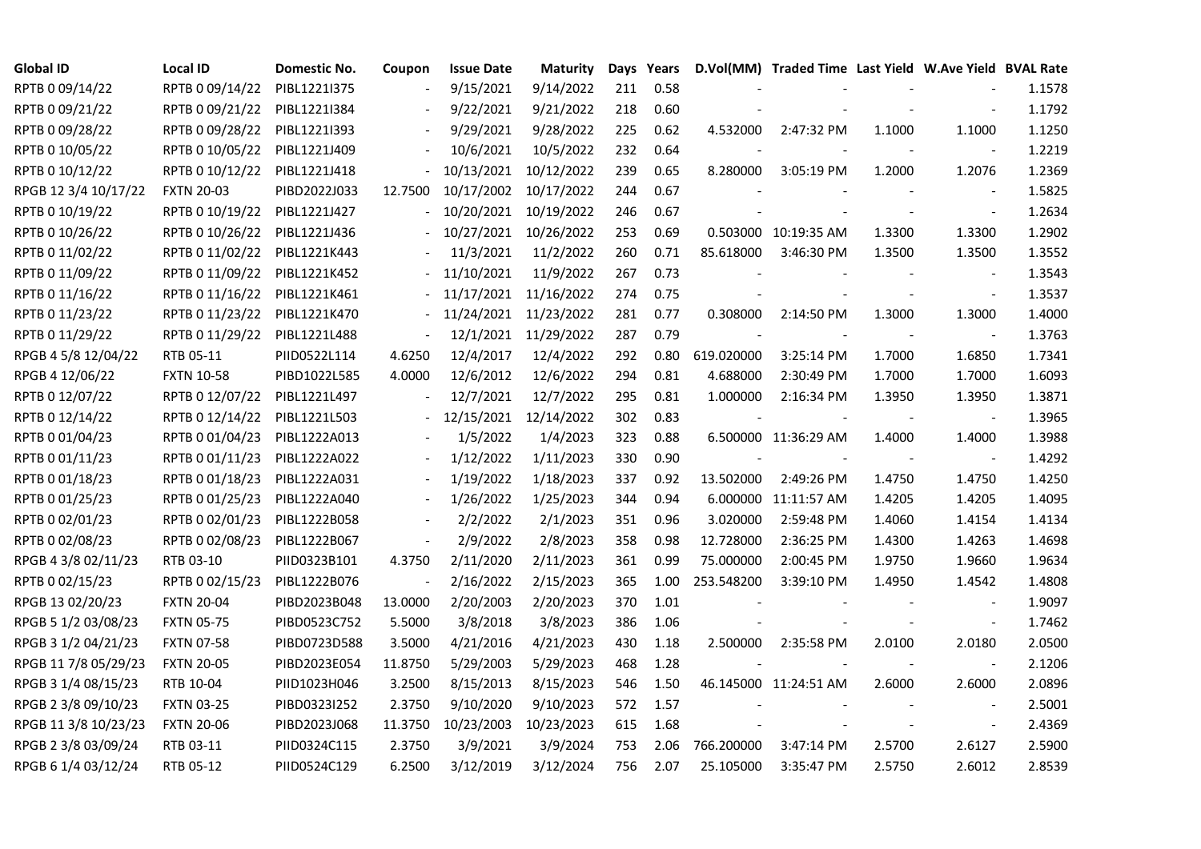| Global ID | Local ID | Domestic No. | Coupon | Issue Date | Maturity | Days | Years | D.Vol(MM) | Traded Time | Last Yield | W.Ave Yield | BVAL Rate |
|---|---|---|---|---|---|---|---|---|---|---|---|---|
| RPTB 0 09/14/22 | RPTB 0 09/14/22 | PIBL1221I375 | - | 9/15/2021 | 9/14/2022 | 211 | 0.58 | - | - | - | - | 1.1578 |
| RPTB 0 09/21/22 | RPTB 0 09/21/22 | PIBL1221I384 | - | 9/22/2021 | 9/21/2022 | 218 | 0.60 | - | - | - | - | 1.1792 |
| RPTB 0 09/28/22 | RPTB 0 09/28/22 | PIBL1221I393 | - | 9/29/2021 | 9/28/2022 | 225 | 0.62 | 4.532000 | 2:47:32 PM | 1.1000 | 1.1000 | 1.1250 |
| RPTB 0 10/05/22 | RPTB 0 10/05/22 | PIBL1221J409 | - | 10/6/2021 | 10/5/2022 | 232 | 0.64 | - | - | - | - | 1.2219 |
| RPTB 0 10/12/22 | RPTB 0 10/12/22 | PIBL1221J418 | - | 10/13/2021 | 10/12/2022 | 239 | 0.65 | 8.280000 | 3:05:19 PM | 1.2000 | 1.2076 | 1.2369 |
| RPGB 12 3/4 10/17/22 | FXTN 20-03 | PIBD2022J033 | 12.7500 | 10/17/2002 | 10/17/2022 | 244 | 0.67 | - | - | - | - | 1.5825 |
| RPTB 0 10/19/22 | RPTB 0 10/19/22 | PIBL1221J427 | - | 10/20/2021 | 10/19/2022 | 246 | 0.67 | - | - | - | - | 1.2634 |
| RPTB 0 10/26/22 | RPTB 0 10/26/22 | PIBL1221J436 | - | 10/27/2021 | 10/26/2022 | 253 | 0.69 | 0.503000 | 10:19:35 AM | 1.3300 | 1.3300 | 1.2902 |
| RPTB 0 11/02/22 | RPTB 0 11/02/22 | PIBL1221K443 | - | 11/3/2021 | 11/2/2022 | 260 | 0.71 | 85.618000 | 3:46:30 PM | 1.3500 | 1.3500 | 1.3552 |
| RPTB 0 11/09/22 | RPTB 0 11/09/22 | PIBL1221K452 | - | 11/10/2021 | 11/9/2022 | 267 | 0.73 | - | - | - | - | 1.3543 |
| RPTB 0 11/16/22 | RPTB 0 11/16/22 | PIBL1221K461 | - | 11/17/2021 | 11/16/2022 | 274 | 0.75 | - | - | - | - | 1.3537 |
| RPTB 0 11/23/22 | RPTB 0 11/23/22 | PIBL1221K470 | - | 11/24/2021 | 11/23/2022 | 281 | 0.77 | 0.308000 | 2:14:50 PM | 1.3000 | 1.3000 | 1.4000 |
| RPTB 0 11/29/22 | RPTB 0 11/29/22 | PIBL1221L488 | - | 12/1/2021 | 11/29/2022 | 287 | 0.79 | - | - | - | - | 1.3763 |
| RPGB 4 5/8 12/04/22 | RTB 05-11 | PIID0522L114 | 4.6250 | 12/4/2017 | 12/4/2022 | 292 | 0.80 | 619.020000 | 3:25:14 PM | 1.7000 | 1.6850 | 1.7341 |
| RPGB 4 12/06/22 | FXTN 10-58 | PIBD1022L585 | 4.0000 | 12/6/2012 | 12/6/2022 | 294 | 0.81 | 4.688000 | 2:30:49 PM | 1.7000 | 1.7000 | 1.6093 |
| RPTB 0 12/07/22 | RPTB 0 12/07/22 | PIBL1221L497 | - | 12/7/2021 | 12/7/2022 | 295 | 0.81 | 1.000000 | 2:16:34 PM | 1.3950 | 1.3950 | 1.3871 |
| RPTB 0 12/14/22 | RPTB 0 12/14/22 | PIBL1221L503 | - | 12/15/2021 | 12/14/2022 | 302 | 0.83 | - | - | - | - | 1.3965 |
| RPTB 0 01/04/23 | RPTB 0 01/04/23 | PIBL1222A013 | - | 1/5/2022 | 1/4/2023 | 323 | 0.88 | 6.500000 | 11:36:29 AM | 1.4000 | 1.4000 | 1.3988 |
| RPTB 0 01/11/23 | RPTB 0 01/11/23 | PIBL1222A022 | - | 1/12/2022 | 1/11/2023 | 330 | 0.90 | - | - | - | - | 1.4292 |
| RPTB 0 01/18/23 | RPTB 0 01/18/23 | PIBL1222A031 | - | 1/19/2022 | 1/18/2023 | 337 | 0.92 | 13.502000 | 2:49:26 PM | 1.4750 | 1.4750 | 1.4250 |
| RPTB 0 01/25/23 | RPTB 0 01/25/23 | PIBL1222A040 | - | 1/26/2022 | 1/25/2023 | 344 | 0.94 | 6.000000 | 11:11:57 AM | 1.4205 | 1.4205 | 1.4095 |
| RPTB 0 02/01/23 | RPTB 0 02/01/23 | PIBL1222B058 | - | 2/2/2022 | 2/1/2023 | 351 | 0.96 | 3.020000 | 2:59:48 PM | 1.4060 | 1.4154 | 1.4134 |
| RPTB 0 02/08/23 | RPTB 0 02/08/23 | PIBL1222B067 | - | 2/9/2022 | 2/8/2023 | 358 | 0.98 | 12.728000 | 2:36:25 PM | 1.4300 | 1.4263 | 1.4698 |
| RPGB 4 3/8 02/11/23 | RTB 03-10 | PIID0323B101 | 4.3750 | 2/11/2020 | 2/11/2023 | 361 | 0.99 | 75.000000 | 2:00:45 PM | 1.9750 | 1.9660 | 1.9634 |
| RPTB 0 02/15/23 | RPTB 0 02/15/23 | PIBL1222B076 | - | 2/16/2022 | 2/15/2023 | 365 | 1.00 | 253.548200 | 3:39:10 PM | 1.4950 | 1.4542 | 1.4808 |
| RPGB 13 02/20/23 | FXTN 20-04 | PIBD2023B048 | 13.0000 | 2/20/2003 | 2/20/2023 | 370 | 1.01 | - | - | - | - | 1.9097 |
| RPGB 5 1/2 03/08/23 | FXTN 05-75 | PIBD0523C752 | 5.5000 | 3/8/2018 | 3/8/2023 | 386 | 1.06 | - | - | - | - | 1.7462 |
| RPGB 3 1/2 04/21/23 | FXTN 07-58 | PIBD0723D588 | 3.5000 | 4/21/2016 | 4/21/2023 | 430 | 1.18 | 2.500000 | 2:35:58 PM | 2.0100 | 2.0180 | 2.0500 |
| RPGB 11 7/8 05/29/23 | FXTN 20-05 | PIBD2023E054 | 11.8750 | 5/29/2003 | 5/29/2023 | 468 | 1.28 | - | - | - | - | 2.1206 |
| RPGB 3 1/4 08/15/23 | RTB 10-04 | PIID1023H046 | 3.2500 | 8/15/2013 | 8/15/2023 | 546 | 1.50 | 46.145000 | 11:24:51 AM | 2.6000 | 2.6000 | 2.0896 |
| RPGB 2 3/8 09/10/23 | FXTN 03-25 | PIBD0323I252 | 2.3750 | 9/10/2020 | 9/10/2023 | 572 | 1.57 | - | - | - | - | 2.5001 |
| RPGB 11 3/8 10/23/23 | FXTN 20-06 | PIBD2023J068 | 11.3750 | 10/23/2003 | 10/23/2023 | 615 | 1.68 | - | - | - | - | 2.4369 |
| RPGB 2 3/8 03/09/24 | RTB 03-11 | PIID0324C115 | 2.3750 | 3/9/2021 | 3/9/2024 | 753 | 2.06 | 766.200000 | 3:47:14 PM | 2.5700 | 2.6127 | 2.5900 |
| RPGB 6 1/4 03/12/24 | RTB 05-12 | PIID0524C129 | 6.2500 | 3/12/2019 | 3/12/2024 | 756 | 2.07 | 25.105000 | 3:35:47 PM | 2.5750 | 2.6012 | 2.8539 |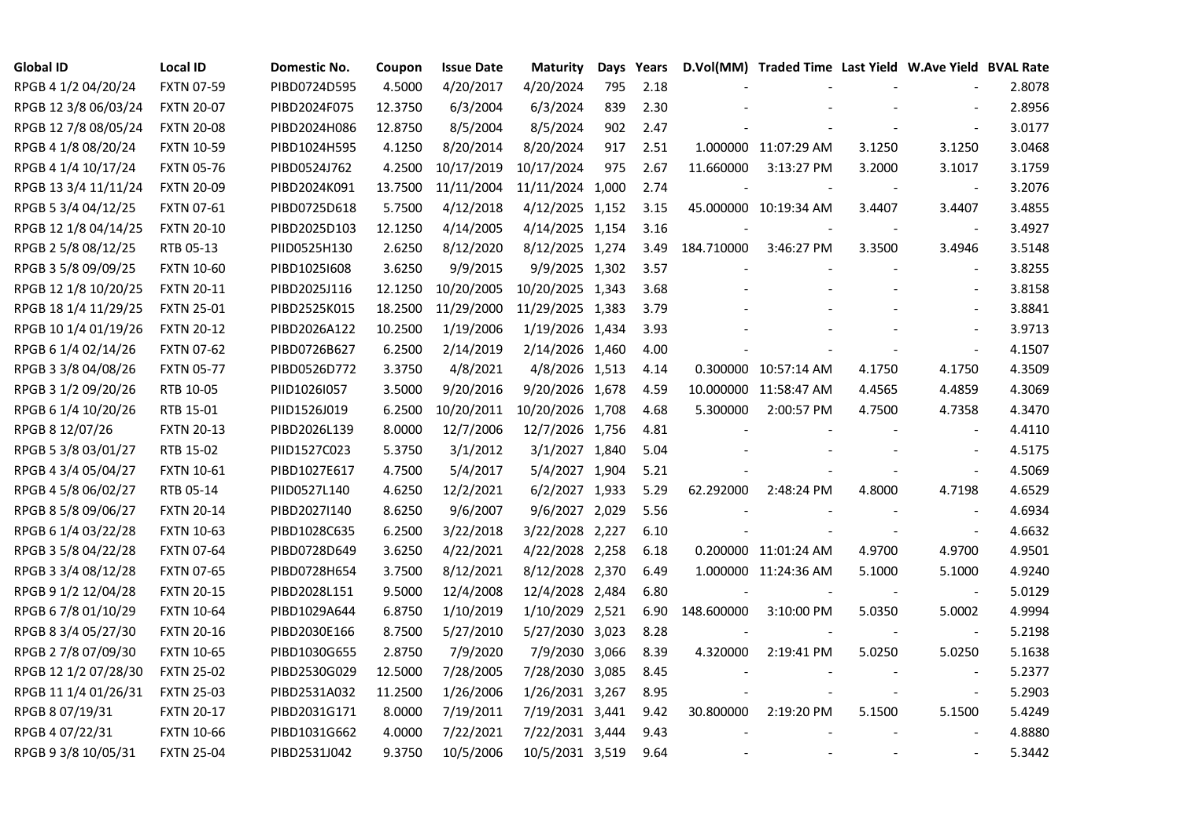| Global ID | Local ID | Domestic No. | Coupon | Issue Date | Maturity | Days | Years | D.Vol(MM) | Traded Time | Last Yield | W.Ave Yield | BVAL Rate |
|---|---|---|---|---|---|---|---|---|---|---|---|---|
| RPGB 4 1/2 04/20/24 | FXTN 07-59 | PIBD0724D595 | 4.5000 | 4/20/2017 | 4/20/2024 | 795 | 2.18 | - | - | - | - | 2.8078 |
| RPGB 12 3/8 06/03/24 | FXTN 20-07 | PIBD2024F075 | 12.3750 | 6/3/2004 | 6/3/2024 | 839 | 2.30 | - | - | - | - | 2.8956 |
| RPGB 12 7/8 08/05/24 | FXTN 20-08 | PIBD2024H086 | 12.8750 | 8/5/2004 | 8/5/2024 | 902 | 2.47 | - | - | - | - | 3.0177 |
| RPGB 4 1/8 08/20/24 | FXTN 10-59 | PIBD1024H595 | 4.1250 | 8/20/2014 | 8/20/2024 | 917 | 2.51 | 1.000000 | 11:07:29 AM | 3.1250 | 3.1250 | 3.0468 |
| RPGB 4 1/4 10/17/24 | FXTN 05-76 | PIBD0524J762 | 4.2500 | 10/17/2019 | 10/17/2024 | 975 | 2.67 | 11.660000 | 3:13:27 PM | 3.2000 | 3.1017 | 3.1759 |
| RPGB 13 3/4 11/11/24 | FXTN 20-09 | PIBD2024K091 | 13.7500 | 11/11/2004 | 11/11/2024 | 1,000 | 2.74 | - | - | - | - | 3.2076 |
| RPGB 5 3/4 04/12/25 | FXTN 07-61 | PIBD0725D618 | 5.7500 | 4/12/2018 | 4/12/2025 | 1,152 | 3.15 | 45.000000 | 10:19:34 AM | 3.4407 | 3.4407 | 3.4855 |
| RPGB 12 1/8 04/14/25 | FXTN 20-10 | PIBD2025D103 | 12.1250 | 4/14/2005 | 4/14/2025 | 1,154 | 3.16 | - | - | - | - | 3.4927 |
| RPGB 2 5/8 08/12/25 | RTB 05-13 | PIID0525H130 | 2.6250 | 8/12/2020 | 8/12/2025 | 1,274 | 3.49 | 184.710000 | 3:46:27 PM | 3.3500 | 3.4946 | 3.5148 |
| RPGB 3 5/8 09/09/25 | FXTN 10-60 | PIBD1025I608 | 3.6250 | 9/9/2015 | 9/9/2025 | 1,302 | 3.57 | - | - | - | - | 3.8255 |
| RPGB 12 1/8 10/20/25 | FXTN 20-11 | PIBD2025J116 | 12.1250 | 10/20/2005 | 10/20/2025 | 1,343 | 3.68 | - | - | - | - | 3.8158 |
| RPGB 18 1/4 11/29/25 | FXTN 25-01 | PIBD2525K015 | 18.2500 | 11/29/2000 | 11/29/2025 | 1,383 | 3.79 | - | - | - | - | 3.8841 |
| RPGB 10 1/4 01/19/26 | FXTN 20-12 | PIBD2026A122 | 10.2500 | 1/19/2006 | 1/19/2026 | 1,434 | 3.93 | - | - | - | - | 3.9713 |
| RPGB 6 1/4 02/14/26 | FXTN 07-62 | PIBD0726B627 | 6.2500 | 2/14/2019 | 2/14/2026 | 1,460 | 4.00 | - | - | - | - | 4.1507 |
| RPGB 3 3/8 04/08/26 | FXTN 05-77 | PIBD0526D772 | 3.3750 | 4/8/2021 | 4/8/2026 | 1,513 | 4.14 | 0.300000 | 10:57:14 AM | 4.1750 | 4.1750 | 4.3509 |
| RPGB 3 1/2 09/20/26 | RTB 10-05 | PIID1026I057 | 3.5000 | 9/20/2016 | 9/20/2026 | 1,678 | 4.59 | 10.000000 | 11:58:47 AM | 4.4565 | 4.4859 | 4.3069 |
| RPGB 6 1/4 10/20/26 | RTB 15-01 | PIID1526J019 | 6.2500 | 10/20/2011 | 10/20/2026 | 1,708 | 4.68 | 5.300000 | 2:00:57 PM | 4.7500 | 4.7358 | 4.3470 |
| RPGB 8 12/07/26 | FXTN 20-13 | PIBD2026L139 | 8.0000 | 12/7/2006 | 12/7/2026 | 1,756 | 4.81 | - | - | - | - | 4.4110 |
| RPGB 5 3/8 03/01/27 | RTB 15-02 | PIID1527C023 | 5.3750 | 3/1/2012 | 3/1/2027 | 1,840 | 5.04 | - | - | - | - | 4.5175 |
| RPGB 4 3/4 05/04/27 | FXTN 10-61 | PIBD1027E617 | 4.7500 | 5/4/2017 | 5/4/2027 | 1,904 | 5.21 | - | - | - | - | 4.5069 |
| RPGB 4 5/8 06/02/27 | RTB 05-14 | PIID0527L140 | 4.6250 | 12/2/2021 | 6/2/2027 | 1,933 | 5.29 | 62.292000 | 2:48:24 PM | 4.8000 | 4.7198 | 4.6529 |
| RPGB 8 5/8 09/06/27 | FXTN 20-14 | PIBD2027I140 | 8.6250 | 9/6/2007 | 9/6/2027 | 2,029 | 5.56 | - | - | - | - | 4.6934 |
| RPGB 6 1/4 03/22/28 | FXTN 10-63 | PIBD1028C635 | 6.2500 | 3/22/2018 | 3/22/2028 | 2,227 | 6.10 | - | - | - | - | 4.6632 |
| RPGB 3 5/8 04/22/28 | FXTN 07-64 | PIBD0728D649 | 3.6250 | 4/22/2021 | 4/22/2028 | 2,258 | 6.18 | 0.200000 | 11:01:24 AM | 4.9700 | 4.9700 | 4.9501 |
| RPGB 3 3/4 08/12/28 | FXTN 07-65 | PIBD0728H654 | 3.7500 | 8/12/2021 | 8/12/2028 | 2,370 | 6.49 | 1.000000 | 11:24:36 AM | 5.1000 | 5.1000 | 4.9240 |
| RPGB 9 1/2 12/04/28 | FXTN 20-15 | PIBD2028L151 | 9.5000 | 12/4/2008 | 12/4/2028 | 2,484 | 6.80 | - | - | - | - | 5.0129 |
| RPGB 6 7/8 01/10/29 | FXTN 10-64 | PIBD1029A644 | 6.8750 | 1/10/2019 | 1/10/2029 | 2,521 | 6.90 | 148.600000 | 3:10:00 PM | 5.0350 | 5.0002 | 4.9994 |
| RPGB 8 3/4 05/27/30 | FXTN 20-16 | PIBD2030E166 | 8.7500 | 5/27/2010 | 5/27/2030 | 3,023 | 8.28 | - | - | - | - | 5.2198 |
| RPGB 2 7/8 07/09/30 | FXTN 10-65 | PIBD1030G655 | 2.8750 | 7/9/2020 | 7/9/2030 | 3,066 | 8.39 | 4.320000 | 2:19:41 PM | 5.0250 | 5.0250 | 5.1638 |
| RPGB 12 1/2 07/28/30 | FXTN 25-02 | PIBD2530G029 | 12.5000 | 7/28/2005 | 7/28/2030 | 3,085 | 8.45 | - | - | - | - | 5.2377 |
| RPGB 11 1/4 01/26/31 | FXTN 25-03 | PIBD2531A032 | 11.2500 | 1/26/2006 | 1/26/2031 | 3,267 | 8.95 | - | - | - | - | 5.2903 |
| RPGB 8 07/19/31 | FXTN 20-17 | PIBD2031G171 | 8.0000 | 7/19/2011 | 7/19/2031 | 3,441 | 9.42 | 30.800000 | 2:19:20 PM | 5.1500 | 5.1500 | 5.4249 |
| RPGB 4 07/22/31 | FXTN 10-66 | PIBD1031G662 | 4.0000 | 7/22/2021 | 7/22/2031 | 3,444 | 9.43 | - | - | - | - | 4.8880 |
| RPGB 9 3/8 10/05/31 | FXTN 25-04 | PIBD2531J042 | 9.3750 | 10/5/2006 | 10/5/2031 | 3,519 | 9.64 | - | - | - | - | 5.3442 |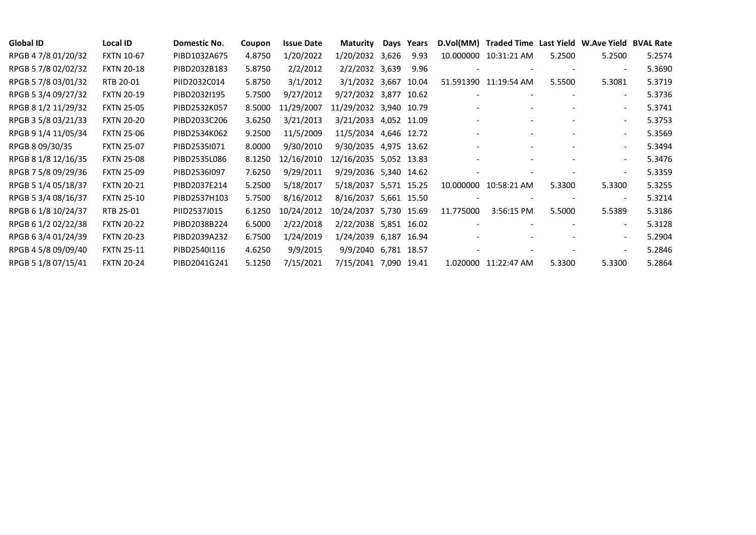| Global ID | Local ID | Domestic No. | Coupon | Issue Date | Maturity | Days | Years | D.Vol(MM) | Traded Time | Last Yield | W.Ave Yield | BVAL Rate |
|---|---|---|---|---|---|---|---|---|---|---|---|---|
| RPGB 4 7/8 01/20/32 | FXTN 10-67 | PIBD1032A675 | 4.8750 | 1/20/2022 | 1/20/2032 | 3,626 | 9.93 | 10.000000 | 10:31:21 AM | 5.2500 | 5.2500 | 5.2574 |
| RPGB 5 7/8 02/02/32 | FXTN 20-18 | PIBD2032B183 | 5.8750 | 2/2/2012 | 2/2/2032 | 3,639 | 9.96 | - | - | - | - | 5.3690 |
| RPGB 5 7/8 03/01/32 | RTB 20-01 | PIID2032C014 | 5.8750 | 3/1/2012 | 3/1/2032 | 3,667 | 10.04 | 51.591390 | 11:19:54 AM | 5.5500 | 5.3081 | 5.3719 |
| RPGB 5 3/4 09/27/32 | FXTN 20-19 | PIBD2032I195 | 5.7500 | 9/27/2012 | 9/27/2032 | 3,877 | 10.62 | - | - | - | - | 5.3736 |
| RPGB 8 1/2 11/29/32 | FXTN 25-05 | PIBD2532K057 | 8.5000 | 11/29/2007 | 11/29/2032 | 3,940 | 10.79 | - | - | - | - | 5.3741 |
| RPGB 3 5/8 03/21/33 | FXTN 20-20 | PIBD2033C206 | 3.6250 | 3/21/2013 | 3/21/2033 | 4,052 | 11.09 | - | - | - | - | 5.3753 |
| RPGB 9 1/4 11/05/34 | FXTN 25-06 | PIBD2534K062 | 9.2500 | 11/5/2009 | 11/5/2034 | 4,646 | 12.72 | - | - | - | - | 5.3569 |
| RPGB 8 09/30/35 | FXTN 25-07 | PIBD2535I071 | 8.0000 | 9/30/2010 | 9/30/2035 | 4,975 | 13.62 | - | - | - | - | 5.3494 |
| RPGB 8 1/8 12/16/35 | FXTN 25-08 | PIBD2535L086 | 8.1250 | 12/16/2010 | 12/16/2035 | 5,052 | 13.83 | - | - | - | - | 5.3476 |
| RPGB 7 5/8 09/29/36 | FXTN 25-09 | PIBD2536I097 | 7.6250 | 9/29/2011 | 9/29/2036 | 5,340 | 14.62 | - | - | - | - | 5.3359 |
| RPGB 5 1/4 05/18/37 | FXTN 20-21 | PIBD2037E214 | 5.2500 | 5/18/2017 | 5/18/2037 | 5,571 | 15.25 | 10.000000 | 10:58:21 AM | 5.3300 | 5.3300 | 5.3255 |
| RPGB 5 3/4 08/16/37 | FXTN 25-10 | PIBD2537H103 | 5.7500 | 8/16/2012 | 8/16/2037 | 5,661 | 15.50 | - | - | - | - | 5.3214 |
| RPGB 6 1/8 10/24/37 | RTB 25-01 | PIID2537J015 | 6.1250 | 10/24/2012 | 10/24/2037 | 5,730 | 15.69 | 11.775000 | 3:56:15 PM | 5.5000 | 5.5389 | 5.3186 |
| RPGB 6 1/2 02/22/38 | FXTN 20-22 | PIBD2038B224 | 6.5000 | 2/22/2018 | 2/22/2038 | 5,851 | 16.02 | - | - | - | - | 5.3128 |
| RPGB 6 3/4 01/24/39 | FXTN 20-23 | PIBD2039A232 | 6.7500 | 1/24/2019 | 1/24/2039 | 6,187 | 16.94 | - | - | - | - | 5.2904 |
| RPGB 4 5/8 09/09/40 | FXTN 25-11 | PIBD2540I116 | 4.6250 | 9/9/2015 | 9/9/2040 | 6,781 | 18.57 | - | - | - | - | 5.2846 |
| RPGB 5 1/8 07/15/41 | FXTN 20-24 | PIBD2041G241 | 5.1250 | 7/15/2021 | 7/15/2041 | 7,090 | 19.41 | 1.020000 | 11:22:47 AM | 5.3300 | 5.3300 | 5.2864 |